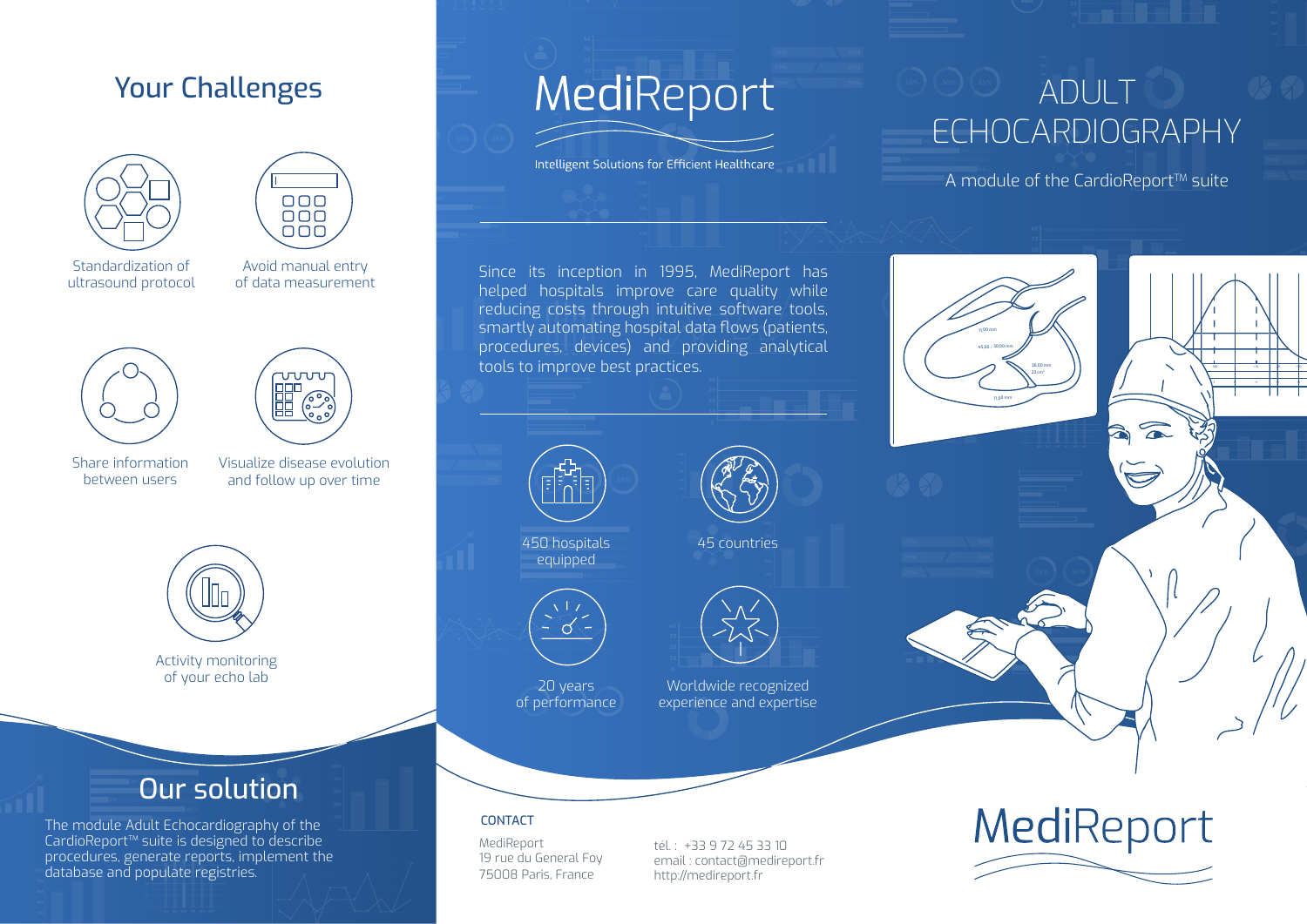## Your Challenges

- Standardization of ultrasound protocol
- Avoid manual entry of data measurement
- Share information between users
- Visualize disease evolution and follow up over time
- Activity monitoring of your echo lab

## Our solution

The module Adult Echocardiography of the CardioReport™ suite is designed to describe procedures, generate reports, implement the database and populate registries.

# MediReport

Intelligent Solutions for Efficient Healthcare

Since its inception in 1995, MediReport has helped hospitals improve care quality while reducing costs through intuitive software tools, smartly automating hospital data flows (patients, procedures, devices) and providing analytical tools to improve best practices.

- 450 hospitals equipped
- 45 countries
- 20 years of performance
- Worldwide recognized experience and expertise

### CONTACT

MediReport
19 rue du General Foy
75008 Paris, France

tél. : +33 9 72 45 33 10
email : contact@medireport.fr
http://medireport.fr

# ADULT ECHOCARDIOGRAPHY

A module of the CardioReport™ suite

MediReport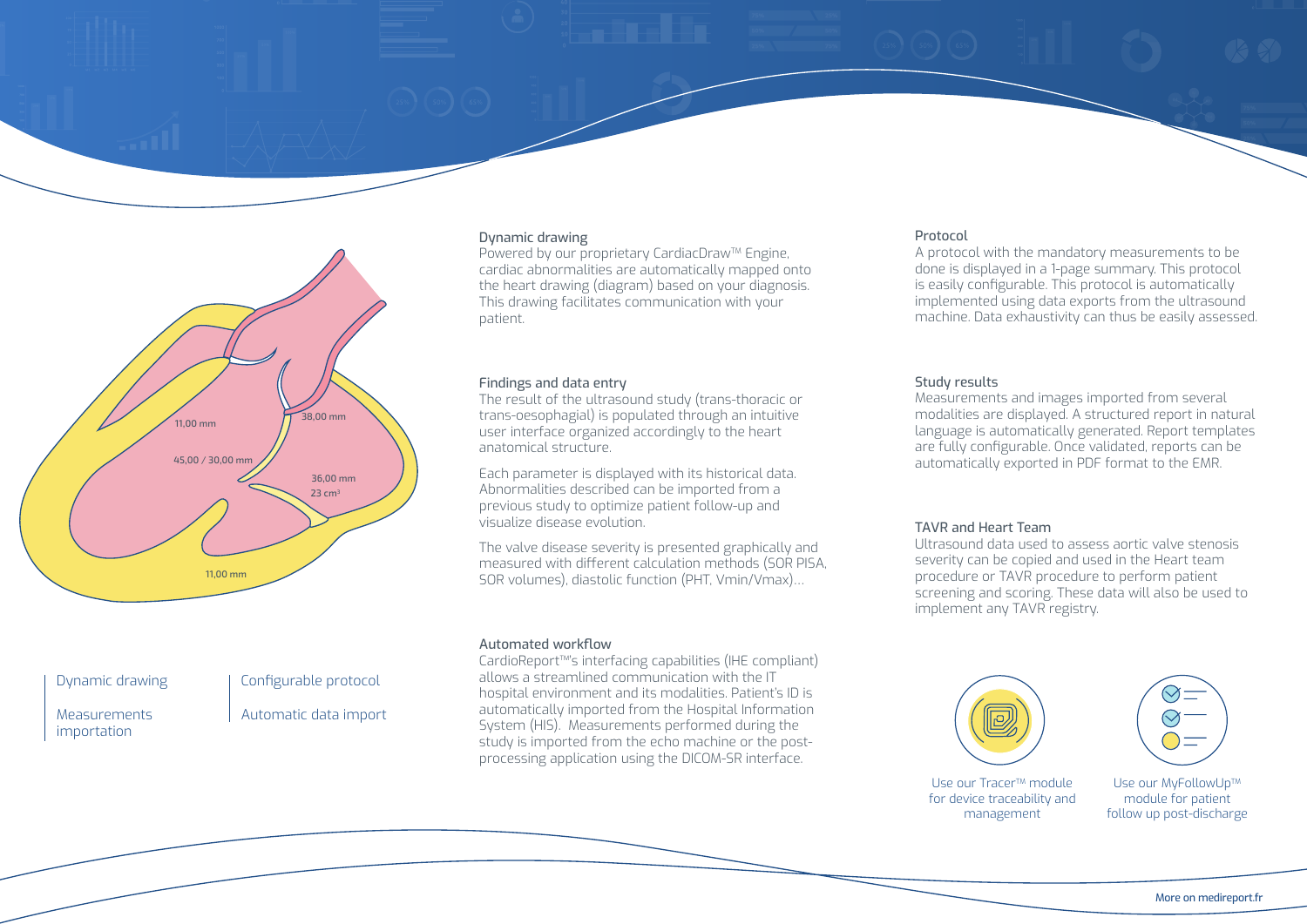11,00 mm

38,00 mm

45,00 / 30,00 mm

36,00 mm

23 cm$^3$

11,00 mm

Dynamic drawing

Measurements importation

Configurable protocol

Automatic data import

## Dynamic drawing

Powered by our proprietary CardiacDraw™ Engine, cardiac abnormalities are automatically mapped onto the heart drawing (diagram) based on your diagnosis. This drawing facilitates communication with your patient.

## Findings and data entry

The result of the ultrasound study (trans-thoracic or trans-oesophagial) is populated through an intuitive user interface organized accordingly to the heart anatomical structure.

Each parameter is displayed with its historical data. Abnormalities described can be imported from a previous study to optimize patient follow-up and visualize disease evolution.

The valve disease severity is presented graphically and measured with different calculation methods (SOR PISA, SOR volumes), diastolic function (PHT, Vmin/Vmax)...

## Automated workflow

CardioReport™'s interfacing capabilities (IHE compliant) allows a streamlined communication with the IT hospital environment and its modalities. Patient's ID is automatically imported from the Hospital Information System (HIS). Measurements performed during the study is imported from the echo machine or the post-processing application using the DICOM-SR interface.

## Protocol

A protocol with the mandatory measurements to be done is displayed in a 1-page summary. This protocol is easily configurable. This protocol is automatically implemented using data exports from the ultrasound machine. Data exhaustivity can thus be easily assessed.

## Study results

Measurements and images imported from several modalities are displayed. A structured report in natural language is automatically generated. Report templates are fully configurable. Once validated, reports can be automatically exported in PDF format to the EMR.

## TAVR and Heart Team

Ultrasound data used to assess aortic valve stenosis severity can be copied and used in the Heart team procedure or TAVR procedure to perform patient screening and scoring. These data will also be used to implement any TAVR registry.

Use our Tracer™ module for device traceability and management

Use our MyFollowUp™ module for patient follow up post-discharge

More on medireport.fr